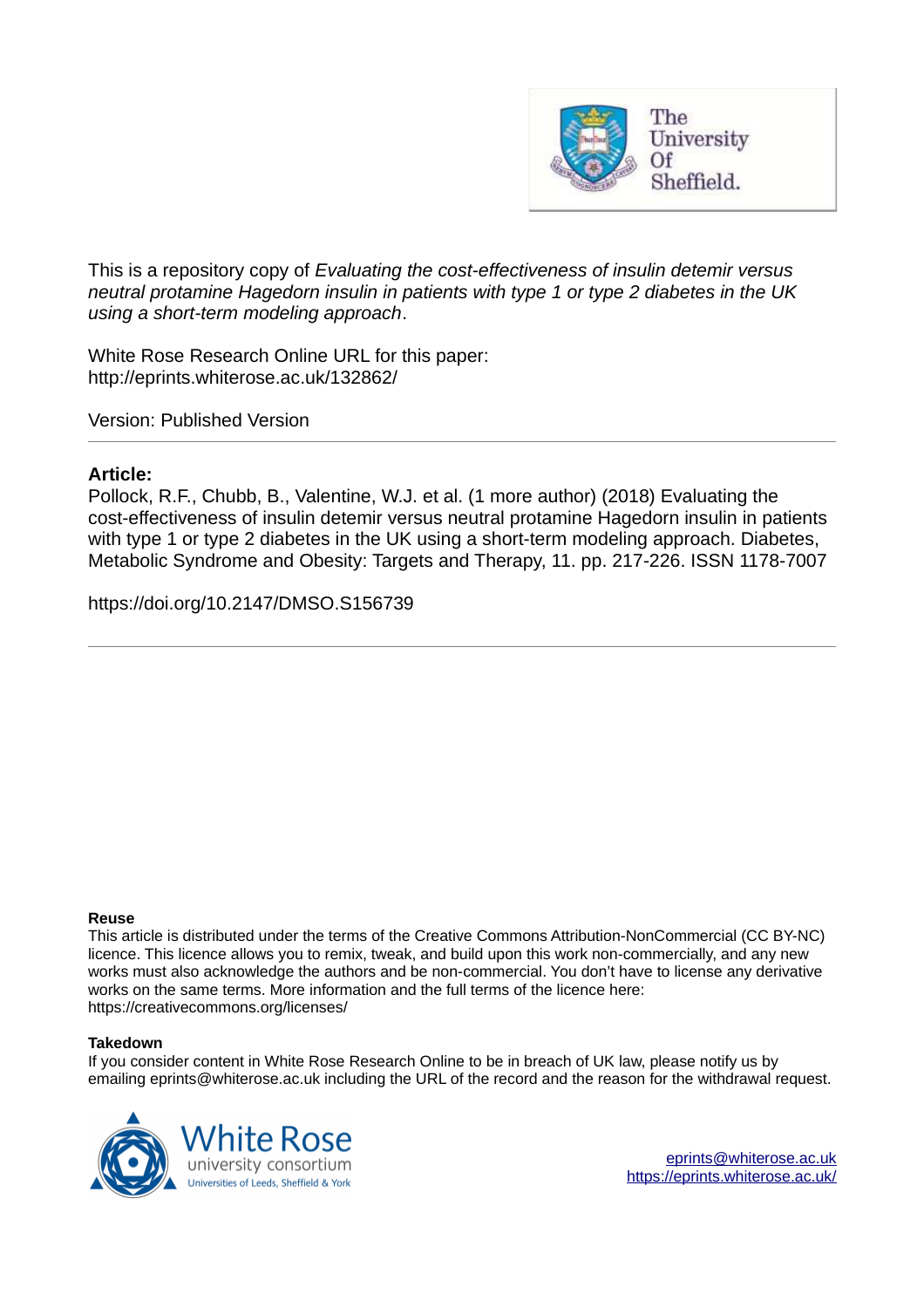This is a repository copy of *Evaluating the cost-effectiveness of insulin detemir versus neutral protamine Hagedorn insulin in patients with type 1 or type 2 diabetes in the UK using a short-term modeling approach*.

White Rose Research Online URL for this paper:
http://eprints.whiterose.ac.uk/132862/

Version: Published Version

**Article:**

Pollock, R.F., Chubb, B., Valentine, W.J. et al. (1 more author) (2018) Evaluating the cost-effectiveness of insulin detemir versus neutral protamine Hagedorn insulin in patients with type 1 or type 2 diabetes in the UK using a short-term modeling approach. Diabetes, Metabolic Syndrome and Obesity: Targets and Therapy, 11. pp. 217-226. ISSN 1178-7007

https://doi.org/10.2147/DMSO.S156739

**Reuse**

This article is distributed under the terms of the Creative Commons Attribution-NonCommercial (CC BY-NC) licence. This licence allows you to remix, tweak, and build upon this work non-commercially, and any new works must also acknowledge the authors and be non-commercial. You don't have to license any derivative works on the same terms. More information and the full terms of the licence here: https://creativecommons.org/licenses/

**Takedown**

If you consider content in White Rose Research Online to be in breach of UK law, please notify us by emailing eprints@whiterose.ac.uk including the URL of the record and the reason for the withdrawal request.

eprints@whiterose.ac.uk
https://eprints.whiterose.ac.uk/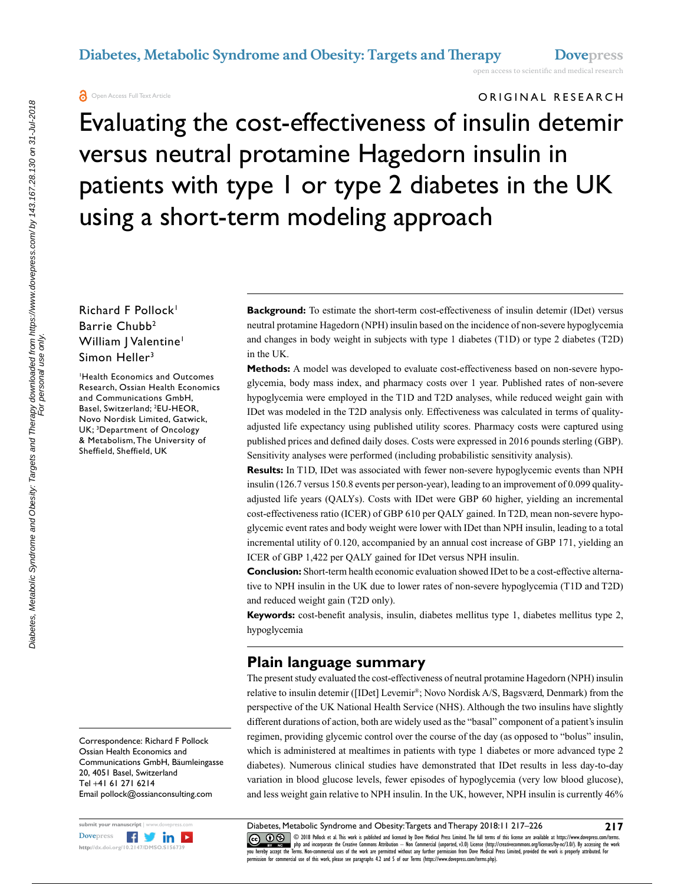ORIGINAL RESEARCH

# Evaluating the cost-effectiveness of insulin detemir versus neutral protamine Hagedorn insulin in patients with type 1 or type 2 diabetes in the UK using a short-term modeling approach

Richard F Pollock[1]
Barrie Chubb[2]
William J Valentine[1]
Simon Heller[3]

[1]Health Economics and Outcomes Research, Ossian Health Economics and Communications GmbH, Basel, Switzerland; [2]EU-HEOR, Novo Nordisk Limited, Gatwick, UK; [3]Department of Oncology & Metabolism, The University of Sheffield, Sheffield, UK

**Background:** To estimate the short-term cost-effectiveness of insulin detemir (IDet) versus neutral protamine Hagedorn (NPH) insulin based on the incidence of non-severe hypoglycemia and changes in body weight in subjects with type 1 diabetes (T1D) or type 2 diabetes (T2D) in the UK.

**Methods:** A model was developed to evaluate cost-effectiveness based on non-severe hypoglycemia, body mass index, and pharmacy costs over 1 year. Published rates of non-severe hypoglycemia were employed in the T1D and T2D analyses, while reduced weight gain with IDet was modeled in the T2D analysis only. Effectiveness was calculated in terms of quality-adjusted life expectancy using published utility scores. Pharmacy costs were captured using published prices and defined daily doses. Costs were expressed in 2016 pounds sterling (GBP). Sensitivity analyses were performed (including probabilistic sensitivity analysis).

**Results:** In T1D, IDet was associated with fewer non-severe hypoglycemic events than NPH insulin (126.7 versus 150.8 events per person-year), leading to an improvement of 0.099 quality-adjusted life years (QALYs). Costs with IDet were GBP 60 higher, yielding an incremental cost-effectiveness ratio (ICER) of GBP 610 per QALY gained. In T2D, mean non-severe hypoglycemic event rates and body weight were lower with IDet than NPH insulin, leading to a total incremental utility of 0.120, accompanied by an annual cost increase of GBP 171, yielding an ICER of GBP 1,422 per QALY gained for IDet versus NPH insulin.

**Conclusion:** Short-term health economic evaluation showed IDet to be a cost-effective alternative to NPH insulin in the UK due to lower rates of non-severe hypoglycemia (T1D and T2D) and reduced weight gain (T2D only).

**Keywords:** cost-benefit analysis, insulin, diabetes mellitus type 1, diabetes mellitus type 2, hypoglycemia

## Plain language summary

The present study evaluated the cost-effectiveness of neutral protamine Hagedorn (NPH) insulin relative to insulin detemir ([IDet] Levemir®; Novo Nordisk A/S, Bagsværd, Denmark) from the perspective of the UK National Health Service (NHS). Although the two insulins have slightly different durations of action, both are widely used as the "basal" component of a patient's insulin regimen, providing glycemic control over the course of the day (as opposed to "bolus" insulin, which is administered at mealtimes in patients with type 1 diabetes or more advanced type 2 diabetes). Numerous clinical studies have demonstrated that IDet results in less day-to-day variation in blood glucose levels, fewer episodes of hypoglycemia (very low blood glucose), and less weight gain relative to NPH insulin. In the UK, however, NPH insulin is currently 46%

Correspondence: Richard F Pollock
Ossian Health Economics and Communications GmbH, Bäumleingasse 20, 4051 Basel, Switzerland
Tel +41 61 271 6214
Email pollock@ossianconsulting.com

© 2018 Pollock et al. This work is published and licensed by Dove Medical Press Limited. The full terms of this license are available at https://www.dovepress.com/terms.php and incorporate the Creative Commons Attribution – Non Commercial (unported, v3.0) License (http://creativecommons.org/licenses/by-nc/3.0/). By accessing the work you hereby accept the Terms. Non-commercial uses of the work are permitted without any further permission from Dove Medical Press Limited, provided the work is properly attributed. For permission for commercial use of this work, please see paragraphs 4.2 and 5 of our Terms (https://www.dovepress.com/terms.php).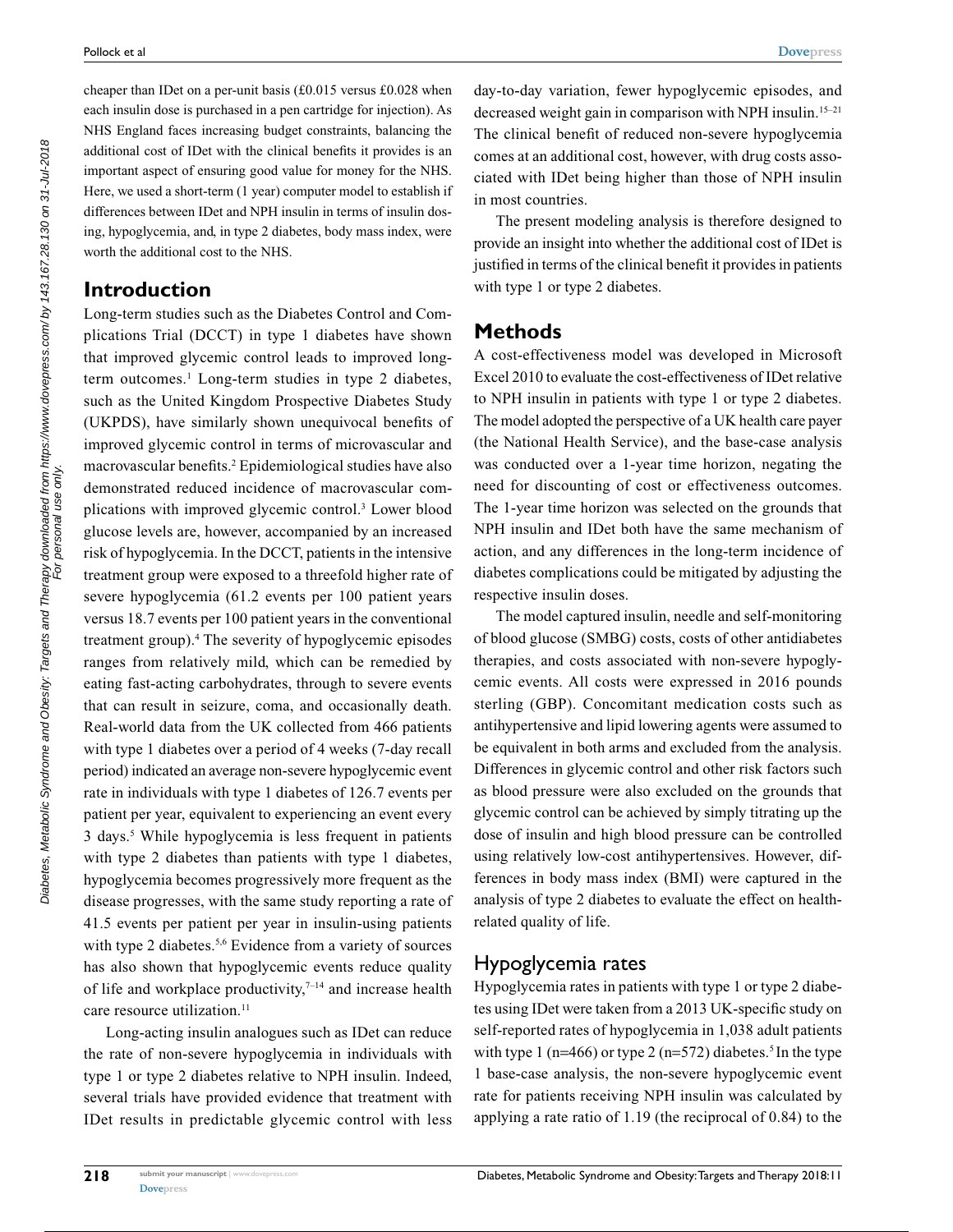cheaper than IDet on a per-unit basis (£0.015 versus £0.028 when each insulin dose is purchased in a pen cartridge for injection). As NHS England faces increasing budget constraints, balancing the additional cost of IDet with the clinical benefits it provides is an important aspect of ensuring good value for money for the NHS. Here, we used a short-term (1 year) computer model to establish if differences between IDet and NPH insulin in terms of insulin dosing, hypoglycemia, and, in type 2 diabetes, body mass index, were worth the additional cost to the NHS.

## Introduction

Long-term studies such as the Diabetes Control and Complications Trial (DCCT) in type 1 diabetes have shown that improved glycemic control leads to improved long-term outcomes.[1] Long-term studies in type 2 diabetes, such as the United Kingdom Prospective Diabetes Study (UKPDS), have similarly shown unequivocal benefits of improved glycemic control in terms of microvascular and macrovascular benefits.[2] Epidemiological studies have also demonstrated reduced incidence of macrovascular complications with improved glycemic control.[3] Lower blood glucose levels are, however, accompanied by an increased risk of hypoglycemia. In the DCCT, patients in the intensive treatment group were exposed to a threefold higher rate of severe hypoglycemia (61.2 events per 100 patient years versus 18.7 events per 100 patient years in the conventional treatment group).[4] The severity of hypoglycemic episodes ranges from relatively mild, which can be remedied by eating fast-acting carbohydrates, through to severe events that can result in seizure, coma, and occasionally death. Real-world data from the UK collected from 466 patients with type 1 diabetes over a period of 4 weeks (7-day recall period) indicated an average non-severe hypoglycemic event rate in individuals with type 1 diabetes of 126.7 events per patient per year, equivalent to experiencing an event every 3 days.[5] While hypoglycemia is less frequent in patients with type 2 diabetes than patients with type 1 diabetes, hypoglycemia becomes progressively more frequent as the disease progresses, with the same study reporting a rate of 41.5 events per patient per year in insulin-using patients with type 2 diabetes.[5,6] Evidence from a variety of sources has also shown that hypoglycemic events reduce quality of life and workplace productivity,[7–14] and increase health care resource utilization.[11]

Long-acting insulin analogues such as IDet can reduce the rate of non-severe hypoglycemia in individuals with type 1 or type 2 diabetes relative to NPH insulin. Indeed, several trials have provided evidence that treatment with IDet results in predictable glycemic control with less day-to-day variation, fewer hypoglycemic episodes, and decreased weight gain in comparison with NPH insulin.[15–21] The clinical benefit of reduced non-severe hypoglycemia comes at an additional cost, however, with drug costs associated with IDet being higher than those of NPH insulin in most countries.

The present modeling analysis is therefore designed to provide an insight into whether the additional cost of IDet is justified in terms of the clinical benefit it provides in patients with type 1 or type 2 diabetes.

## Methods

A cost-effectiveness model was developed in Microsoft Excel 2010 to evaluate the cost-effectiveness of IDet relative to NPH insulin in patients with type 1 or type 2 diabetes. The model adopted the perspective of a UK health care payer (the National Health Service), and the base-case analysis was conducted over a 1-year time horizon, negating the need for discounting of cost or effectiveness outcomes. The 1-year time horizon was selected on the grounds that NPH insulin and IDet both have the same mechanism of action, and any differences in the long-term incidence of diabetes complications could be mitigated by adjusting the respective insulin doses.

The model captured insulin, needle and self-monitoring of blood glucose (SMBG) costs, costs of other antidiabetes therapies, and costs associated with non-severe hypoglycemic events. All costs were expressed in 2016 pounds sterling (GBP). Concomitant medication costs such as antihypertensive and lipid lowering agents were assumed to be equivalent in both arms and excluded from the analysis. Differences in glycemic control and other risk factors such as blood pressure were also excluded on the grounds that glycemic control can be achieved by simply titrating up the dose of insulin and high blood pressure can be controlled using relatively low-cost antihypertensives. However, differences in body mass index (BMI) were captured in the analysis of type 2 diabetes to evaluate the effect on health-related quality of life.

### Hypoglycemia rates

Hypoglycemia rates in patients with type 1 or type 2 diabetes using IDet were taken from a 2013 UK-specific study on self-reported rates of hypoglycemia in 1,038 adult patients with type 1 (n=466) or type 2 (n=572) diabetes.[5] In the type 1 base-case analysis, the non-severe hypoglycemic event rate for patients receiving NPH insulin was calculated by applying a rate ratio of 1.19 (the reciprocal of 0.84) to the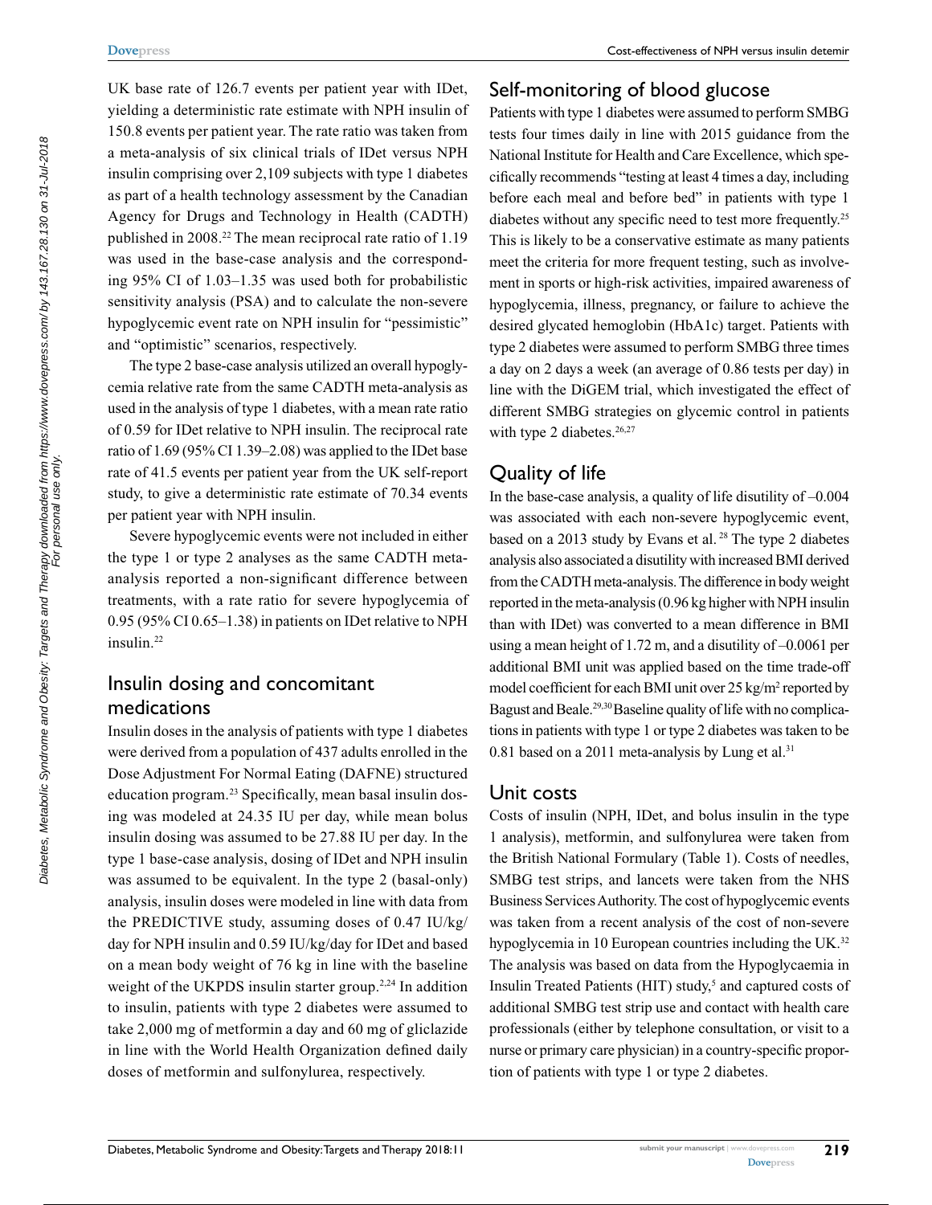UK base rate of 126.7 events per patient year with IDet, yielding a deterministic rate estimate with NPH insulin of 150.8 events per patient year. The rate ratio was taken from a meta-analysis of six clinical trials of IDet versus NPH insulin comprising over 2,109 subjects with type 1 diabetes as part of a health technology assessment by the Canadian Agency for Drugs and Technology in Health (CADTH) published in 2008.[22] The mean reciprocal rate ratio of 1.19 was used in the base-case analysis and the corresponding 95% CI of 1.03–1.35 was used both for probabilistic sensitivity analysis (PSA) and to calculate the non-severe hypoglycemic event rate on NPH insulin for "pessimistic" and "optimistic" scenarios, respectively.

The type 2 base-case analysis utilized an overall hypoglycemia relative rate from the same CADTH meta-analysis as used in the analysis of type 1 diabetes, with a mean rate ratio of 0.59 for IDet relative to NPH insulin. The reciprocal rate ratio of 1.69 (95% CI 1.39–2.08) was applied to the IDet base rate of 41.5 events per patient year from the UK self-report study, to give a deterministic rate estimate of 70.34 events per patient year with NPH insulin.

Severe hypoglycemic events were not included in either the type 1 or type 2 analyses as the same CADTH meta-analysis reported a non-significant difference between treatments, with a rate ratio for severe hypoglycemia of 0.95 (95% CI 0.65–1.38) in patients on IDet relative to NPH insulin.[22]

## Insulin dosing and concomitant medications

Insulin doses in the analysis of patients with type 1 diabetes were derived from a population of 437 adults enrolled in the Dose Adjustment For Normal Eating (DAFNE) structured education program.[23] Specifically, mean basal insulin dosing was modeled at 24.35 IU per day, while mean bolus insulin dosing was assumed to be 27.88 IU per day. In the type 1 base-case analysis, dosing of IDet and NPH insulin was assumed to be equivalent. In the type 2 (basal-only) analysis, insulin doses were modeled in line with data from the PREDICTIVE study, assuming doses of 0.47 IU/kg/day for NPH insulin and 0.59 IU/kg/day for IDet and based on a mean body weight of 76 kg in line with the baseline weight of the UKPDS insulin starter group.[2,24] In addition to insulin, patients with type 2 diabetes were assumed to take 2,000 mg of metformin a day and 60 mg of gliclazide in line with the World Health Organization defined daily doses of metformin and sulfonylurea, respectively.

## Self-monitoring of blood glucose

Patients with type 1 diabetes were assumed to perform SMBG tests four times daily in line with 2015 guidance from the National Institute for Health and Care Excellence, which specifically recommends "testing at least 4 times a day, including before each meal and before bed" in patients with type 1 diabetes without any specific need to test more frequently.[25] This is likely to be a conservative estimate as many patients meet the criteria for more frequent testing, such as involvement in sports or high-risk activities, impaired awareness of hypoglycemia, illness, pregnancy, or failure to achieve the desired glycated hemoglobin (HbA1c) target. Patients with type 2 diabetes were assumed to perform SMBG tests three times a day on 2 days a week (an average of 0.86 tests per day) in line with the DiGEM trial, which investigated the effect of different SMBG strategies on glycemic control in patients with type 2 diabetes.[26,27]

## Quality of life

In the base-case analysis, a quality of life disutility of –0.004 was associated with each non-severe hypoglycemic event, based on a 2013 study by Evans et al.[28] The type 2 diabetes analysis also associated a disutility with increased BMI derived from the CADTH meta-analysis. The difference in body weight reported in the meta-analysis (0.96 kg higher with NPH insulin than with IDet) was converted to a mean difference in BMI using a mean height of 1.72 m, and a disutility of –0.0061 per additional BMI unit was applied based on the time trade-off model coefficient for each BMI unit over 25 kg/m$^2$ reported by Bagust and Beale.[29,30] Baseline quality of life with no complications in patients with type 1 or type 2 diabetes was taken to be 0.81 based on a 2011 meta-analysis by Lung et al.[31]

## Unit costs

Costs of insulin (NPH, IDet, and bolus insulin in the type 1 analysis), metformin, and sulfonylurea were taken from the British National Formulary (Table 1). Costs of needles, SMBG test strips, and lancets were taken from the NHS Business Services Authority. The cost of hypoglycemic events was taken from a recent analysis of the cost of non-severe hypoglycemia in 10 European countries including the UK.[32] The analysis was based on data from the Hypoglycaemia in Insulin Treated Patients (HIT) study,[5] and captured costs of additional SMBG test strip use and contact with health care professionals (either by telephone consultation, or visit to a nurse or primary care physician) in a country-specific proportion of patients with type 1 or type 2 diabetes.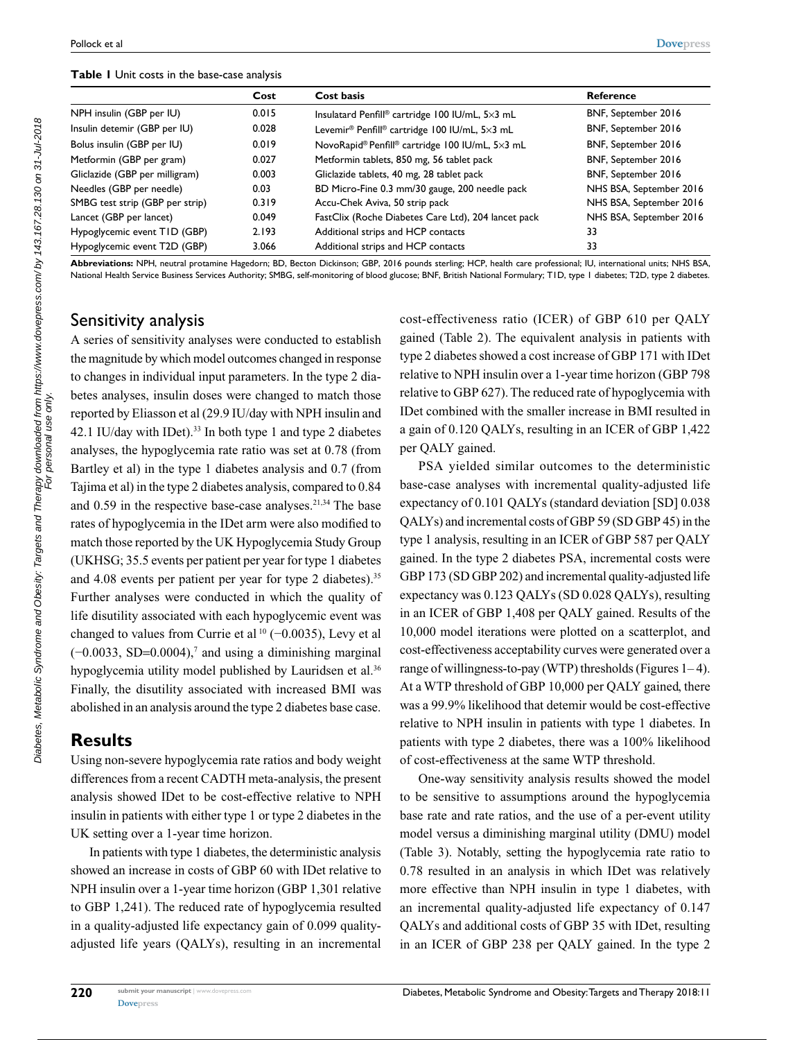**Table 1** Unit costs in the base-case analysis

| | Cost | Cost basis | Reference |
|---|---|---|---|
| NPH insulin (GBP per IU) | 0.015 | Insulatard Penfill® cartridge 100 IU/mL, 5×3 mL | BNF, September 2016 |
| Insulin detemir (GBP per IU) | 0.028 | Levemir® Penfill® cartridge 100 IU/mL, 5×3 mL | BNF, September 2016 |
| Bolus insulin (GBP per IU) | 0.019 | NovoRapid® Penfill® cartridge 100 IU/mL, 5×3 mL | BNF, September 2016 |
| Metformin (GBP per gram) | 0.027 | Metformin tablets, 850 mg, 56 tablet pack | BNF, September 2016 |
| Gliclazide (GBP per milligram) | 0.003 | Gliclazide tablets, 40 mg, 28 tablet pack | BNF, September 2016 |
| Needles (GBP per needle) | 0.03 | BD Micro-Fine 0.3 mm/30 gauge, 200 needle pack | NHS BSA, September 2016 |
| SMBG test strip (GBP per strip) | 0.319 | Accu-Chek Aviva, 50 strip pack | NHS BSA, September 2016 |
| Lancet (GBP per lancet) | 0.049 | FastClix (Roche Diabetes Care Ltd), 204 lancet pack | NHS BSA, September 2016 |
| Hypoglycemic event T1D (GBP) | 2.193 | Additional strips and HCP contacts | 33 |
| Hypoglycemic event T2D (GBP) | 3.066 | Additional strips and HCP contacts | 33 |

**Abbreviations:** NPH, neutral protamine Hagedorn; BD, Becton Dickinson; GBP, 2016 pounds sterling; HCP, health care professional; IU, international units; NHS BSA, National Health Service Business Services Authority; SMBG, self-monitoring of blood glucose; BNF, British National Formulary; T1D, type 1 diabetes; T2D, type 2 diabetes.

## Sensitivity analysis

A series of sensitivity analyses were conducted to establish the magnitude by which model outcomes changed in response to changes in individual input parameters. In the type 2 diabetes analyses, insulin doses were changed to match those reported by Eliasson et al (29.9 IU/day with NPH insulin and 42.1 IU/day with IDet).[33] In both type 1 and type 2 diabetes analyses, the hypoglycemia rate ratio was set at 0.78 (from Bartley et al) in the type 1 diabetes analysis and 0.7 (from Tajima et al) in the type 2 diabetes analysis, compared to 0.84 and 0.59 in the respective base-case analyses.[21,34] The base rates of hypoglycemia in the IDet arm were also modified to match those reported by the UK Hypoglycemia Study Group (UKHSG; 35.5 events per patient per year for type 1 diabetes and 4.08 events per patient per year for type 2 diabetes).[35] Further analyses were conducted in which the quality of life disutility associated with each hypoglycemic event was changed to values from Currie et al[10] (−0.0035), Levy et al (−0.0033, SD=0.0004),[7] and using a diminishing marginal hypoglycemia utility model published by Lauridsen et al.[36] Finally, the disutility associated with increased BMI was abolished in an analysis around the type 2 diabetes base case.

## Results

Using non-severe hypoglycemia rate ratios and body weight differences from a recent CADTH meta-analysis, the present analysis showed IDet to be cost-effective relative to NPH insulin in patients with either type 1 or type 2 diabetes in the UK setting over a 1-year time horizon.

In patients with type 1 diabetes, the deterministic analysis showed an increase in costs of GBP 60 with IDet relative to NPH insulin over a 1-year time horizon (GBP 1,301 relative to GBP 1,241). The reduced rate of hypoglycemia resulted in a quality-adjusted life expectancy gain of 0.099 quality-adjusted life years (QALYs), resulting in an incremental cost-effectiveness ratio (ICER) of GBP 610 per QALY gained (Table 2). The equivalent analysis in patients with type 2 diabetes showed a cost increase of GBP 171 with IDet relative to NPH insulin over a 1-year time horizon (GBP 798 relative to GBP 627). The reduced rate of hypoglycemia with IDet combined with the smaller increase in BMI resulted in a gain of 0.120 QALYs, resulting in an ICER of GBP 1,422 per QALY gained.

PSA yielded similar outcomes to the deterministic base-case analyses with incremental quality-adjusted life expectancy of 0.101 QALYs (standard deviation [SD] 0.038 QALYs) and incremental costs of GBP 59 (SD GBP 45) in the type 1 analysis, resulting in an ICER of GBP 587 per QALY gained. In the type 2 diabetes PSA, incremental costs were GBP 173 (SD GBP 202) and incremental quality-adjusted life expectancy was 0.123 QALYs (SD 0.028 QALYs), resulting in an ICER of GBP 1,408 per QALY gained. Results of the 10,000 model iterations were plotted on a scatterplot, and cost-effectiveness acceptability curves were generated over a range of willingness-to-pay (WTP) thresholds (Figures 1–4). At a WTP threshold of GBP 10,000 per QALY gained, there was a 99.9% likelihood that detemir would be cost-effective relative to NPH insulin in patients with type 1 diabetes. In patients with type 2 diabetes, there was a 100% likelihood of cost-effectiveness at the same WTP threshold.

One-way sensitivity analysis results showed the model to be sensitive to assumptions around the hypoglycemia base rate and rate ratios, and the use of a per-event utility model versus a diminishing marginal utility (DMU) model (Table 3). Notably, setting the hypoglycemia rate ratio to 0.78 resulted in an analysis in which IDet was relatively more effective than NPH insulin in type 1 diabetes, with an incremental quality-adjusted life expectancy of 0.147 QALYs and additional costs of GBP 35 with IDet, resulting in an ICER of GBP 238 per QALY gained. In the type 2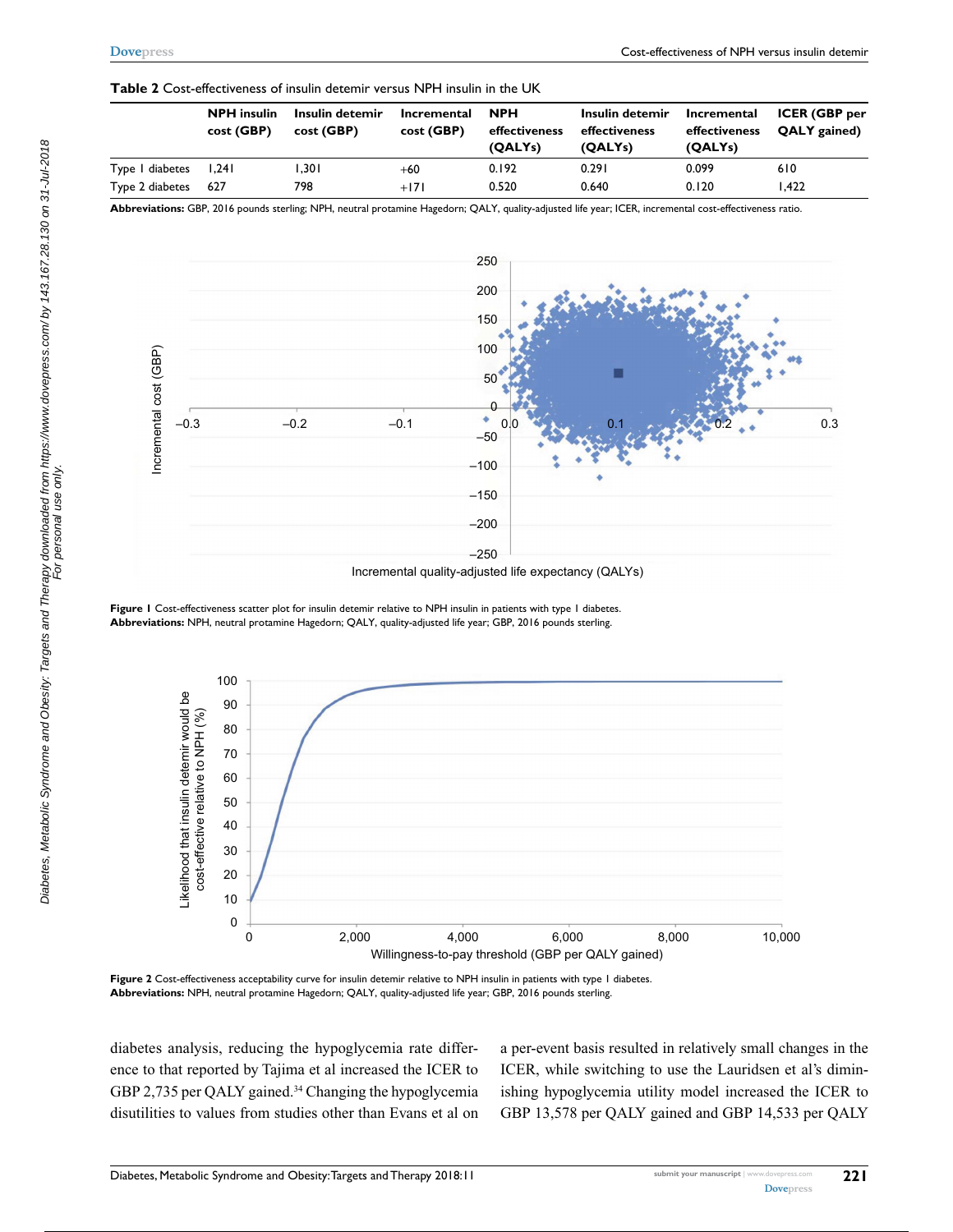**Table 2** Cost-effectiveness of insulin detemir versus NPH insulin in the UK

| | NPH insulin cost (GBP) | Insulin detemir cost (GBP) | Incremental cost (GBP) | NPH effectiveness (QALYs) | Insulin detemir effectiveness (QALYs) | Incremental effectiveness (QALYs) | ICER (GBP per QALY gained) |
|---|---|---|---|---|---|---|---|
| Type 1 diabetes | 1,241 | 1,301 | +60 | 0.192 | 0.291 | 0.099 | 610 |
| Type 2 diabetes | 627 | 798 | +171 | 0.520 | 0.640 | 0.120 | 1,422 |

**Abbreviations:** GBP, 2016 pounds sterling; NPH, neutral protamine Hagedorn; QALY, quality-adjusted life year; ICER, incremental cost-effectiveness ratio.

**Figure 1** Cost-effectiveness scatter plot for insulin detemir relative to NPH insulin in patients with type 1 diabetes.
**Abbreviations:** NPH, neutral protamine Hagedorn; QALY, quality-adjusted life year; GBP, 2016 pounds sterling.

**Figure 2** Cost-effectiveness acceptability curve for insulin detemir relative to NPH insulin in patients with type 1 diabetes.
**Abbreviations:** NPH, neutral protamine Hagedorn; QALY, quality-adjusted life year; GBP, 2016 pounds sterling.

diabetes analysis, reducing the hypoglycemia rate difference to that reported by Tajima et al increased the ICER to GBP 2,735 per QALY gained.[34] Changing the hypoglycemia disutilities to values from studies other than Evans et al on a per-event basis resulted in relatively small changes in the ICER, while switching to use the Lauridsen et al's diminishing hypoglycemia utility model increased the ICER to GBP 13,578 per QALY gained and GBP 14,533 per QALY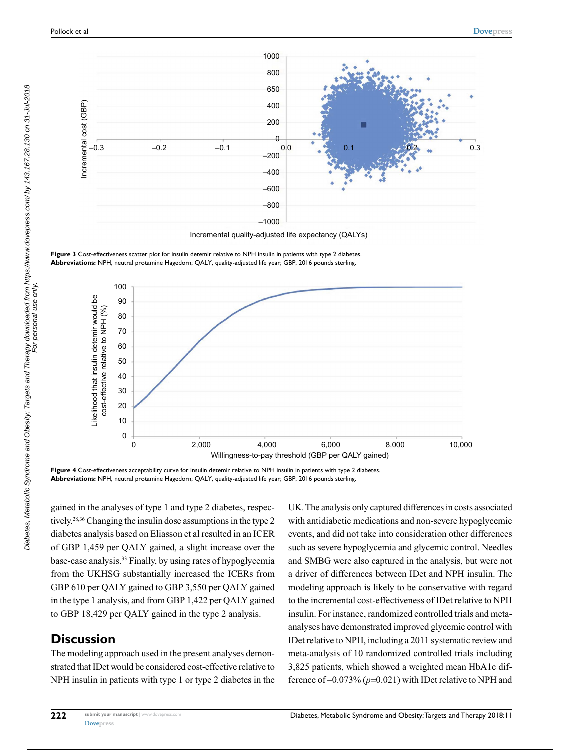Figure 3 Cost-effectiveness scatter plot for insulin detemir relative to NPH insulin in patients with type 2 diabetes.
**Abbreviations:** NPH, neutral protamine Hagedorn; QALY, quality-adjusted life year; GBP, 2016 pounds sterling.

Figure 4 Cost-effectiveness acceptability curve for insulin detemir relative to NPH insulin in patients with type 2 diabetes.
**Abbreviations:** NPH, neutral protamine Hagedorn; QALY, quality-adjusted life year; GBP, 2016 pounds sterling.

gained in the analyses of type 1 and type 2 diabetes, respectively.[28,36] Changing the insulin dose assumptions in the type 2 diabetes analysis based on Eliasson et al resulted in an ICER of GBP 1,459 per QALY gained, a slight increase over the base-case analysis.[33] Finally, by using rates of hypoglycemia from the UKHSG substantially increased the ICERs from GBP 610 per QALY gained to GBP 3,550 per QALY gained in the type 1 analysis, and from GBP 1,422 per QALY gained to GBP 18,429 per QALY gained in the type 2 analysis.

## Discussion

The modeling approach used in the present analyses demonstrated that IDet would be considered cost-effective relative to NPH insulin in patients with type 1 or type 2 diabetes in the UK. The analysis only captured differences in costs associated with antidiabetic medications and non-severe hypoglycemic events, and did not take into consideration other differences such as severe hypoglycemia and glycemic control. Needles and SMBG were also captured in the analysis, but were not a driver of differences between IDet and NPH insulin. The modeling approach is likely to be conservative with regard to the incremental cost-effectiveness of IDet relative to NPH insulin. For instance, randomized controlled trials and meta-analyses have demonstrated improved glycemic control with IDet relative to NPH, including a 2011 systematic review and meta-analysis of 10 randomized controlled trials including 3,825 patients, which showed a weighted mean HbA1c difference of –0.073% ($p$=0.021) with IDet relative to NPH and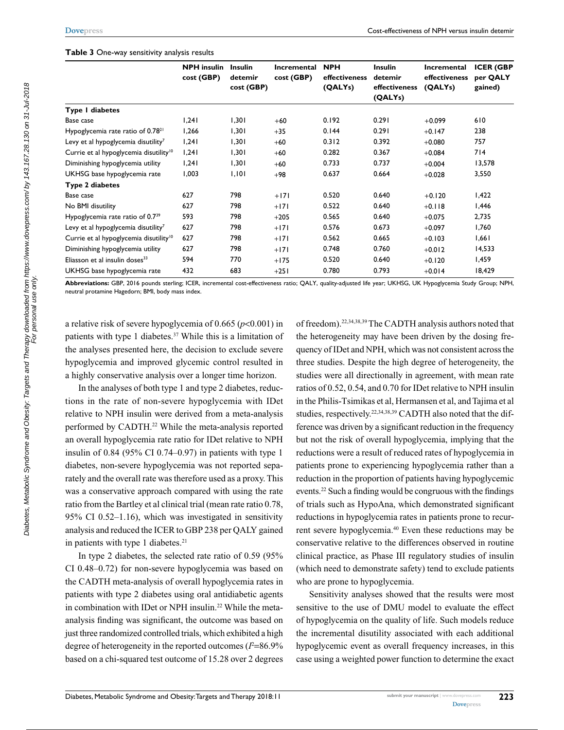**Table 3** One-way sensitivity analysis results

| | NPH insulin cost (GBP) | Insulin detemir cost (GBP) | Incremental cost (GBP) | NPH effectiveness (QALYs) | Insulin detemir effectiveness (QALYs) | Incremental effectiveness (QALYs) | ICER (GBP per QALY gained) |
|---|---|---|---|---|---|---|---|
| **Type 1 diabetes** | | | | | | | |
| Base case | 1,241 | 1,301 | +60 | 0.192 | 0.291 | +0.099 | 610 |
| Hypoglycemia rate ratio of 0.78[21] | 1,266 | 1,301 | +35 | 0.144 | 0.291 | +0.147 | 238 |
| Levy et al hypoglycemia disutility[7] | 1,241 | 1,301 | +60 | 0.312 | 0.392 | +0.080 | 757 |
| Currie et al hypoglycemia disutility[10] | 1,241 | 1,301 | +60 | 0.282 | 0.367 | +0.084 | 714 |
| Diminishing hypoglycemia utility | 1,241 | 1,301 | +60 | 0.733 | 0.737 | +0.004 | 13,578 |
| UKHSG base hypoglycemia rate | 1,003 | 1,101 | +98 | 0.637 | 0.664 | +0.028 | 3,550 |
| **Type 2 diabetes** | | | | | | | |
| Base case | 627 | 798 | +171 | 0.520 | 0.640 | +0.120 | 1,422 |
| No BMI disutility | 627 | 798 | +171 | 0.522 | 0.640 | +0.118 | 1,446 |
| Hypoglycemia rate ratio of 0.7[39] | 593 | 798 | +205 | 0.565 | 0.640 | +0.075 | 2,735 |
| Levy et al hypoglycemia disutility[7] | 627 | 798 | +171 | 0.576 | 0.673 | +0.097 | 1,760 |
| Currie et al hypoglycemia disutility[10] | 627 | 798 | +171 | 0.562 | 0.665 | +0.103 | 1,661 |
| Diminishing hypoglycemia utility | 627 | 798 | +171 | 0.748 | 0.760 | +0.012 | 14,533 |
| Eliasson et al insulin doses[33] | 594 | 770 | +175 | 0.520 | 0.640 | +0.120 | 1,459 |
| UKHSG base hypoglycemia rate | 432 | 683 | +251 | 0.780 | 0.793 | +0.014 | 18,429 |

**Abbreviations:** GBP, 2016 pounds sterling; ICER, incremental cost-effectiveness ratio; QALY, quality-adjusted life year; UKHSG, UK Hypoglycemia Study Group; NPH, neutral protamine Hagedorn; BMI, body mass index.

a relative risk of severe hypoglycemia of 0.665 ($p<0.001$) in patients with type 1 diabetes.[37] While this is a limitation of the analyses presented here, the decision to exclude severe hypoglycemia and improved glycemic control resulted in a highly conservative analysis over a longer time horizon.

In the analyses of both type 1 and type 2 diabetes, reductions in the rate of non-severe hypoglycemia with IDet relative to NPH insulin were derived from a meta-analysis performed by CADTH.[22] While the meta-analysis reported an overall hypoglycemia rate ratio for IDet relative to NPH insulin of 0.84 (95% CI 0.74–0.97) in patients with type 1 diabetes, non-severe hypoglycemia was not reported separately and the overall rate was therefore used as a proxy. This was a conservative approach compared with using the rate ratio from the Bartley et al clinical trial (mean rate ratio 0.78, 95% CI 0.52–1.16), which was investigated in sensitivity analysis and reduced the ICER to GBP 238 per QALY gained in patients with type 1 diabetes.[21]

In type 2 diabetes, the selected rate ratio of 0.59 (95% CI 0.48–0.72) for non-severe hypoglycemia was based on the CADTH meta-analysis of overall hypoglycemia rates in patients with type 2 diabetes using oral antidiabetic agents in combination with IDet or NPH insulin.[22] While the meta-analysis finding was significant, the outcome was based on just three randomized controlled trials, which exhibited a high degree of heterogeneity in the reported outcomes ($I^2$=86.9% based on a chi-squared test outcome of 15.28 over 2 degrees of freedom).[22,34,38,39] The CADTH analysis authors noted that the heterogeneity may have been driven by the dosing frequency of IDet and NPH, which was not consistent across the three studies. Despite the high degree of heterogeneity, the studies were all directionally in agreement, with mean rate ratios of 0.52, 0.54, and 0.70 for IDet relative to NPH insulin in the Philis-Tsimikas et al, Hermansen et al, and Tajima et al studies, respectively.[22,34,38,39] CADTH also noted that the difference was driven by a significant reduction in the frequency but not the risk of overall hypoglycemia, implying that the reductions were a result of reduced rates of hypoglycemia in patients prone to experiencing hypoglycemia rather than a reduction in the proportion of patients having hypoglycemic events.[22] Such a finding would be congruous with the findings of trials such as HypoAna, which demonstrated significant reductions in hypoglycemia rates in patients prone to recurrent severe hypoglycemia.[40] Even these reductions may be conservative relative to the differences observed in routine clinical practice, as Phase III regulatory studies of insulin (which need to demonstrate safety) tend to exclude patients who are prone to hypoglycemia.

Sensitivity analyses showed that the results were most sensitive to the use of DMU model to evaluate the effect of hypoglycemia on the quality of life. Such models reduce the incremental disutility associated with each additional hypoglycemic event as overall frequency increases, in this case using a weighted power function to determine the exact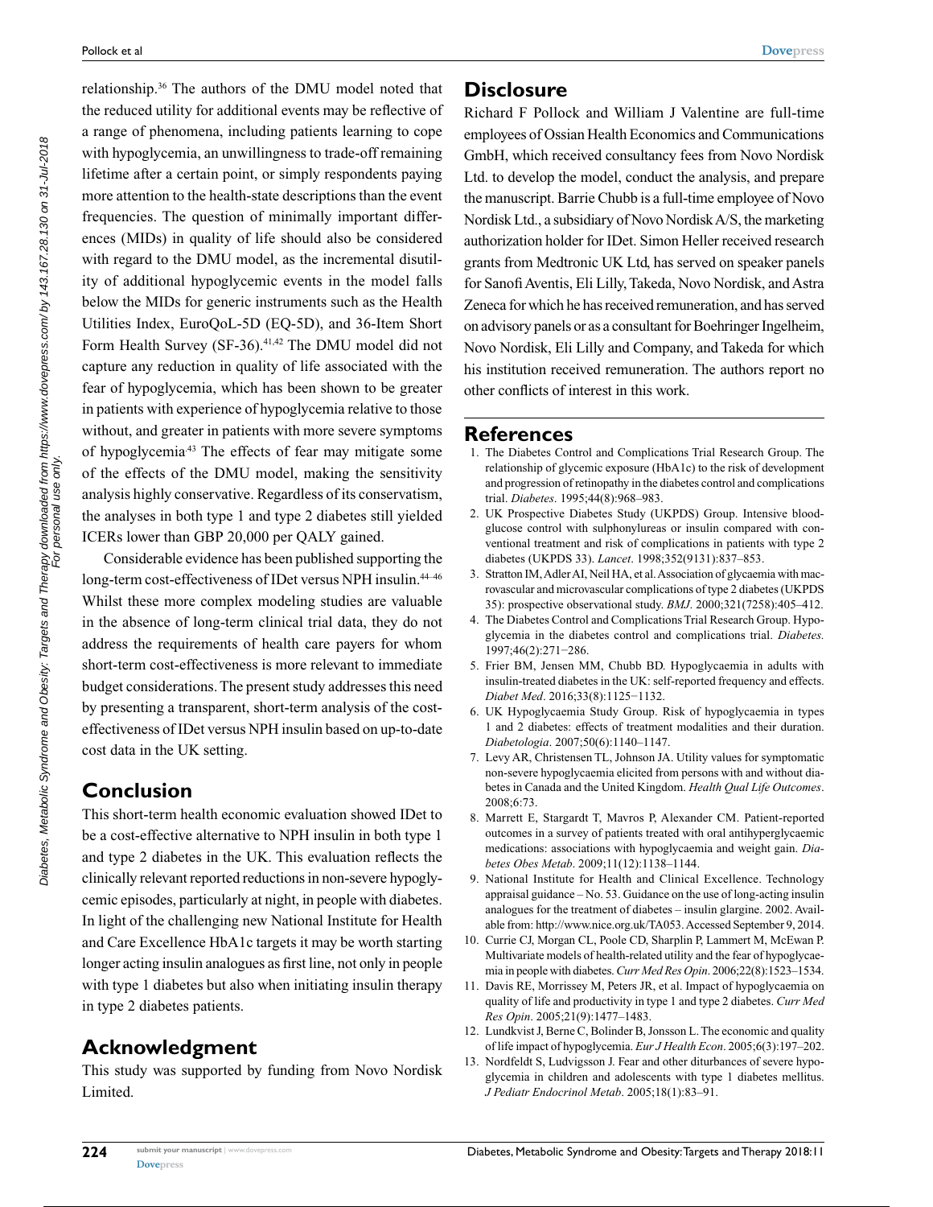relationship.[36] The authors of the DMU model noted that the reduced utility for additional events may be reflective of a range of phenomena, including patients learning to cope with hypoglycemia, an unwillingness to trade-off remaining lifetime after a certain point, or simply respondents paying more attention to the health-state descriptions than the event frequencies. The question of minimally important differences (MIDs) in quality of life should also be considered with regard to the DMU model, as the incremental disutility of additional hypoglycemic events in the model falls below the MIDs for generic instruments such as the Health Utilities Index, EuroQoL-5D (EQ-5D), and 36-Item Short Form Health Survey (SF-36).[41,42] The DMU model did not capture any reduction in quality of life associated with the fear of hypoglycemia, which has been shown to be greater in patients with experience of hypoglycemia relative to those without, and greater in patients with more severe symptoms of hypoglycemia[43] The effects of fear may mitigate some of the effects of the DMU model, making the sensitivity analysis highly conservative. Regardless of its conservatism, the analyses in both type 1 and type 2 diabetes still yielded ICERs lower than GBP 20,000 per QALY gained.

Considerable evidence has been published supporting the long-term cost-effectiveness of IDet versus NPH insulin.[44–46] Whilst these more complex modeling studies are valuable in the absence of long-term clinical trial data, they do not address the requirements of health care payers for whom short-term cost-effectiveness is more relevant to immediate budget considerations. The present study addresses this need by presenting a transparent, short-term analysis of the cost-effectiveness of IDet versus NPH insulin based on up-to-date cost data in the UK setting.

## Conclusion

This short-term health economic evaluation showed IDet to be a cost-effective alternative to NPH insulin in both type 1 and type 2 diabetes in the UK. This evaluation reflects the clinically relevant reported reductions in non-severe hypoglycemic episodes, particularly at night, in people with diabetes. In light of the challenging new National Institute for Health and Care Excellence HbA1c targets it may be worth starting longer acting insulin analogues as first line, not only in people with type 1 diabetes but also when initiating insulin therapy in type 2 diabetes patients.

## Acknowledgment

This study was supported by funding from Novo Nordisk Limited.

## Disclosure

Richard F Pollock and William J Valentine are full-time employees of Ossian Health Economics and Communications GmbH, which received consultancy fees from Novo Nordisk Ltd. to develop the model, conduct the analysis, and prepare the manuscript. Barrie Chubb is a full-time employee of Novo Nordisk Ltd., a subsidiary of Novo Nordisk A/S, the marketing authorization holder for IDet. Simon Heller received research grants from Medtronic UK Ltd, has served on speaker panels for Sanofi Aventis, Eli Lilly, Takeda, Novo Nordisk, and Astra Zeneca for which he has received remuneration, and has served on advisory panels or as a consultant for Boehringer Ingelheim, Novo Nordisk, Eli Lilly and Company, and Takeda for which his institution received remuneration. The authors report no other conflicts of interest in this work.

## References

1. The Diabetes Control and Complications Trial Research Group. The relationship of glycemic exposure (HbA1c) to the risk of development and progression of retinopathy in the diabetes control and complications trial. *Diabetes*. 1995;44(8):968–983.
2. UK Prospective Diabetes Study (UKPDS) Group. Intensive blood-glucose control with sulphonylureas or insulin compared with conventional treatment and risk of complications in patients with type 2 diabetes (UKPDS 33). *Lancet*. 1998;352(9131):837–853.
3. Stratton IM, Adler AI, Neil HA, et al. Association of glycaemia with macrovascular and microvascular complications of type 2 diabetes (UKPDS 35): prospective observational study. *BMJ*. 2000;321(7258):405–412.
4. The Diabetes Control and Complications Trial Research Group. Hypoglycemia in the diabetes control and complications trial. *Diabetes*. 1997;46(2):271−286.
5. Frier BM, Jensen MM, Chubb BD. Hypoglycaemia in adults with insulin-treated diabetes in the UK: self-reported frequency and effects. *Diabet Med*. 2016;33(8):1125−1132.
6. UK Hypoglycaemia Study Group. Risk of hypoglycaemia in types 1 and 2 diabetes: effects of treatment modalities and their duration. *Diabetologia*. 2007;50(6):1140–1147.
7. Levy AR, Christensen TL, Johnson JA. Utility values for symptomatic non-severe hypoglycemia elicited from persons with and without diabetes in Canada and the United Kingdom. *Health Qual Life Outcomes*. 2008;6:73.
8. Marrett E, Stargardt T, Mavros P, Alexander CM. Patient-reported outcomes in a survey of patients treated with oral antihyperglycaemic medications: associations with hypoglycaemia and weight gain. *Diabetes Obes Metab*. 2009;11(12):1138–1144.
9. National Institute for Health and Clinical Excellence. Technology appraisal guidance – No. 53. Guidance on the use of long-acting insulin analogues for the treatment of diabetes – insulin glargine. 2002. Available from: http://www.nice.org.uk/TA053. Accessed September 9, 2014.
10. Currie CJ, Morgan CL, Poole CD, Sharplin P, Lammert M, McEwan P. Multivariate models of health-related utility and the fear of hypoglycaemia in people with diabetes. *Curr Med Res Opin*. 2006;22(8):1523–1534.
11. Davis RE, Morrissey M, Peters JR, et al. Impact of hypoglycaemia on quality of life and productivity in type 1 and type 2 diabetes. *Curr Med Res Opin*. 2005;21(9):1477–1483.
12. Lundkvist J, Berne C, Bolinder B, Jonsson L. The economic and quality of life impact of hypoglycemia. *Eur J Health Econ*. 2005;6(3):197–202.
13. Nordfeldt S, Ludvigsson J. Fear and other disturbances of severe hypoglycemia in children and adolescents with type 1 diabetes mellitus. *J Pediatr Endocrinol Metab*. 2005;18(1):83–91.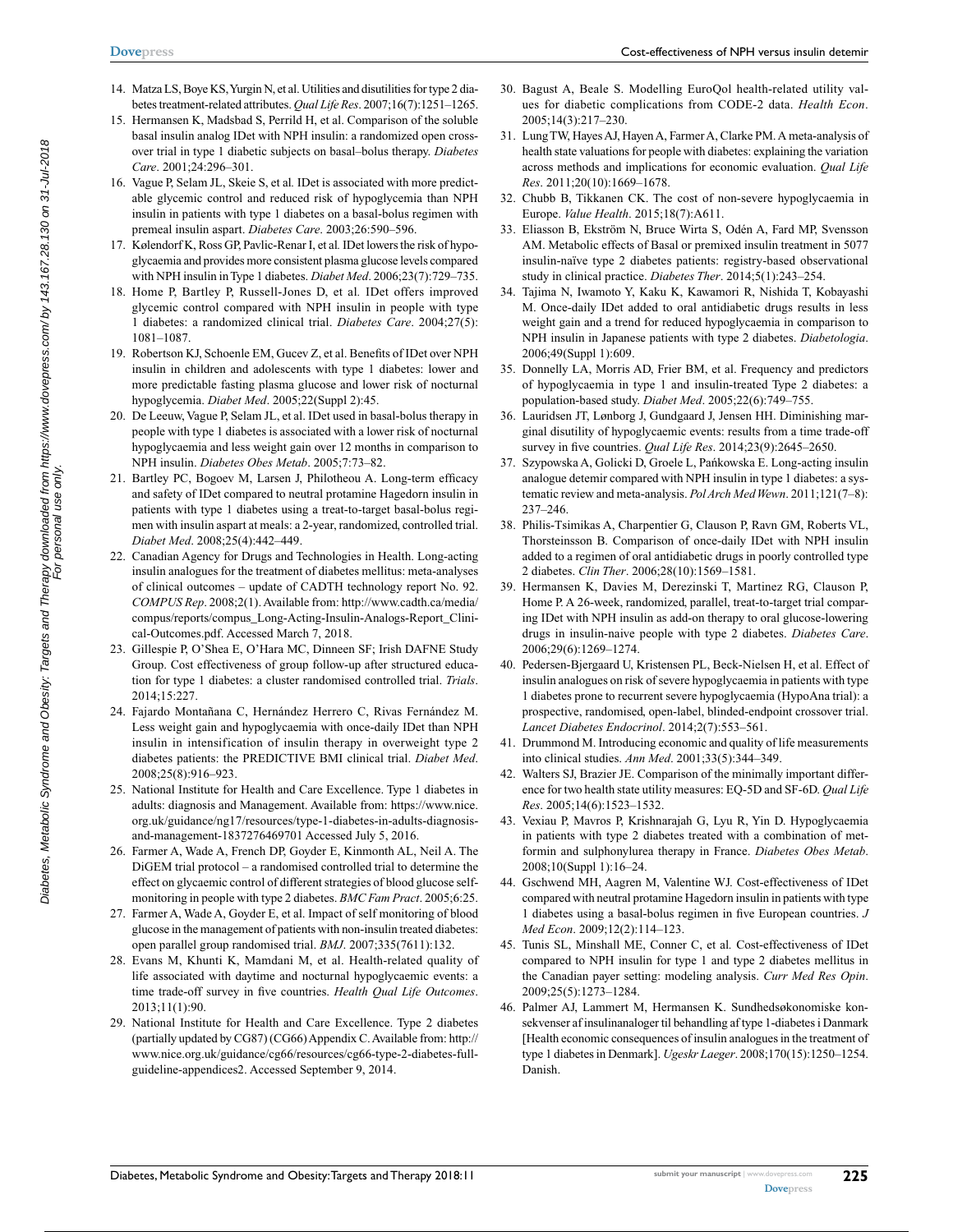14. Matza LS, Boye KS, Yurgin N, et al. Utilities and disutilities for type 2 diabetes treatment-related attributes. *Qual Life Res*. 2007;16(7):1251–1265.
15. Hermansen K, Madsbad S, Perrild H, et al. Comparison of the soluble basal insulin analog IDet with NPH insulin: a randomized open crossover trial in type 1 diabetic subjects on basal–bolus therapy. *Diabetes Care*. 2001;24:296–301.
16. Vague P, Selam JL, Skeie S, et al. IDet is associated with more predictable glycemic control and reduced risk of hypoglycemia than NPH insulin in patients with type 1 diabetes on a basal-bolus regimen with premeal insulin aspart. *Diabetes Care*. 2003;26:590–596.
17. Kølendorf K, Ross GP, Pavlic-Renar I, et al. IDet lowers the risk of hypoglycaemia and provides more consistent plasma glucose levels compared with NPH insulin in Type 1 diabetes. *Diabet Med*. 2006;23(7):729–735.
18. Home P, Bartley P, Russell-Jones D, et al. IDet offers improved glycemic control compared with NPH insulin in people with type 1 diabetes: a randomized clinical trial. *Diabetes Care*. 2004;27(5): 1081–1087.
19. Robertson KJ, Schoenle EM, Gucev Z, et al. Benefits of IDet over NPH insulin in children and adolescents with type 1 diabetes: lower and more predictable fasting plasma glucose and lower risk of nocturnal hypoglycemia. *Diabet Med*. 2005;22(Suppl 2):45.
20. De Leeuw, Vague P, Selam JL, et al. IDet used in basal-bolus therapy in people with type 1 diabetes is associated with a lower risk of nocturnal hypoglycaemia and less weight gain over 12 months in comparison to NPH insulin. *Diabetes Obes Metab*. 2005;7:73–82.
21. Bartley PC, Bogoev M, Larsen J, Philotheou A. Long-term efficacy and safety of IDet compared to neutral protamine Hagedorn insulin in patients with type 1 diabetes using a treat-to-target basal-bolus regimen with insulin aspart at meals: a 2-year, randomized, controlled trial. *Diabet Med*. 2008;25(4):442–449.
22. Canadian Agency for Drugs and Technologies in Health. Long-acting insulin analogues for the treatment of diabetes mellitus: meta-analyses of clinical outcomes – update of CADTH technology report No. 92. *COMPUS Rep*. 2008;2(1). Available from: http://www.cadth.ca/media/compus/reports/compus_Long-Acting-Insulin-Analogs-Report_Clinical-Outcomes.pdf. Accessed March 7, 2018.
23. Gillespie P, O'Shea E, O'Hara MC, Dinneen SF; Irish DAFNE Study Group. Cost effectiveness of group follow-up after structured education for type 1 diabetes: a cluster randomised controlled trial. *Trials*. 2014;15:227.
24. Fajardo Montañana C, Hernández Herrero C, Rivas Fernández M. Less weight gain and hypoglycaemia with once-daily IDet than NPH insulin in intensification of insulin therapy in overweight type 2 diabetes patients: the PREDICTIVE BMI clinical trial. *Diabet Med*. 2008;25(8):916–923.
25. National Institute for Health and Care Excellence. Type 1 diabetes in adults: diagnosis and Management. Available from: https://www.nice.org.uk/guidance/ng17/resources/type-1-diabetes-in-adults-diagnosis-and-management-1837276469701 Accessed July 5, 2016.
26. Farmer A, Wade A, French DP, Goyder E, Kinmonth AL, Neil A. The DiGEM trial protocol – a randomised controlled trial to determine the effect on glycaemic control of different strategies of blood glucose self-monitoring in people with type 2 diabetes. *BMC Fam Pract*. 2005;6:25.
27. Farmer A, Wade A, Goyder E, et al. Impact of self monitoring of blood glucose in the management of patients with non-insulin treated diabetes: open parallel group randomised trial. *BMJ*. 2007;335(7611):132.
28. Evans M, Khunti K, Mamdani M, et al. Health-related quality of life associated with daytime and nocturnal hypoglycaemic events: a time trade-off survey in five countries. *Health Qual Life Outcomes*. 2013;11(1):90.
29. National Institute for Health and Care Excellence. Type 2 diabetes (partially updated by CG87) (CG66) Appendix C. Available from: http://www.nice.org.uk/guidance/cg66/resources/cg66-type-2-diabetes-full-guideline-appendices2. Accessed September 9, 2014.
30. Bagust A, Beale S. Modelling EuroQol health-related utility values for diabetic complications from CODE-2 data. *Health Econ*. 2005;14(3):217–230.
31. Lung TW, Hayes AJ, Hayen A, Farmer A, Clarke PM. A meta-analysis of health state valuations for people with diabetes: explaining the variation across methods and implications for economic evaluation. *Qual Life Res*. 2011;20(10):1669–1678.
32. Chubb B, Tikkanen CK. The cost of non-severe hypoglycaemia in Europe. *Value Health*. 2015;18(7):A611.
33. Eliasson B, Ekström N, Bruce Wirta S, Odén A, Fard MP, Svensson AM. Metabolic effects of Basal or premixed insulin treatment in 5077 insulin-naïve type 2 diabetes patients: registry-based observational study in clinical practice. *Diabetes Ther*. 2014;5(1):243–254.
34. Tajima N, Iwamoto Y, Kaku K, Kawamori R, Nishida T, Kobayashi M. Once-daily IDet added to oral antidiabetic drugs results in less weight gain and a trend for reduced hypoglycaemia in comparison to NPH insulin in Japanese patients with type 2 diabetes. *Diabetologia*. 2006;49(Suppl 1):609.
35. Donnelly LA, Morris AD, Frier BM, et al. Frequency and predictors of hypoglycaemia in type 1 and insulin-treated Type 2 diabetes: a population-based study. *Diabet Med*. 2005;22(6):749–755.
36. Lauridsen JT, Lønborg J, Gundgaard J, Jensen HH. Diminishing marginal disutility of hypoglycaemic events: results from a time trade-off survey in five countries. *Qual Life Res*. 2014;23(9):2645–2650.
37. Szypowska A, Golicki D, Groele L, Pańkowska E. Long-acting insulin analogue detemir compared with NPH insulin in type 1 diabetes: a systematic review and meta-analysis. *Pol Arch Med Wewn*. 2011;121(7–8): 237–246.
38. Philis-Tsimikas A, Charpentier G, Clauson P, Ravn GM, Roberts VL, Thorsteinsson B. Comparison of once-daily IDet with NPH insulin added to a regimen of oral antidiabetic drugs in poorly controlled type 2 diabetes. *Clin Ther*. 2006;28(10):1569–1581.
39. Hermansen K, Davies M, Derezinski T, Martinez RG, Clauson P, Home P. A 26-week, randomized, parallel, treat-to-target trial comparing IDet with NPH insulin as add-on therapy to oral glucose-lowering drugs in insulin-naive people with type 2 diabetes. *Diabetes Care*. 2006;29(6):1269–1274.
40. Pedersen-Bjergaard U, Kristensen PL, Beck-Nielsen H, et al. Effect of insulin analogues on risk of severe hypoglycaemia in patients with type 1 diabetes prone to recurrent severe hypoglycaemia (HypoAna trial): a prospective, randomised, open-label, blinded-endpoint crossover trial. *Lancet Diabetes Endocrinol*. 2014;2(7):553–561.
41. Drummond M. Introducing economic and quality of life measurements into clinical studies. *Ann Med*. 2001;33(5):344–349.
42. Walters SJ, Brazier JE. Comparison of the minimally important difference for two health state utility measures: EQ-5D and SF-6D. *Qual Life Res*. 2005;14(6):1523–1532.
43. Vexiau P, Mavros P, Krishnarajah G, Lyu R, Yin D. Hypoglycaemia in patients with type 2 diabetes treated with a combination of metformin and sulphonylurea therapy in France. *Diabetes Obes Metab*. 2008;10(Suppl 1):16–24.
44. Gschwend MH, Aagren M, Valentine WJ. Cost-effectiveness of IDet compared with neutral protamine Hagedorn insulin in patients with type 1 diabetes using a basal-bolus regimen in five European countries. *J Med Econ*. 2009;12(2):114–123.
45. Tunis SL, Minshall ME, Conner C, et al. Cost-effectiveness of IDet compared to NPH insulin for type 1 and type 2 diabetes mellitus in the Canadian payer setting: modeling analysis. *Curr Med Res Opin*. 2009;25(5):1273–1284.
46. Palmer AJ, Lammert M, Hermansen K. Sundhedsøkonomiske konsekvenser af insulinanaloger til behandling af type 1-diabetes i Danmark [Health economic consequences of insulin analogues in the treatment of type 1 diabetes in Denmark]. *Ugeskr Laeger*. 2008;170(15):1250–1254. Danish.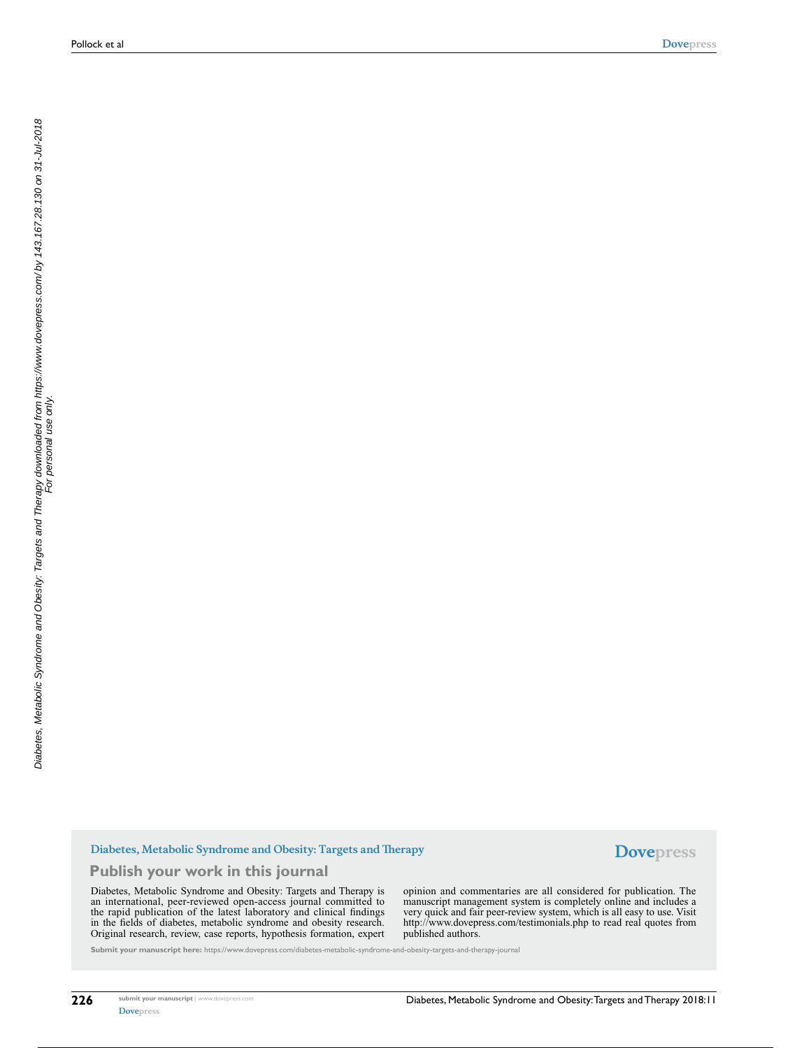## Diabetes, Metabolic Syndrome and Obesity: Targets and Therapy

### Publish your work in this journal

Diabetes, Metabolic Syndrome and Obesity: Targets and Therapy is an international, peer-reviewed open-access journal committed to the rapid publication of the latest laboratory and clinical findings in the fields of diabetes, metabolic syndrome and obesity research. Original research, review, case reports, hypothesis formation, expert opinion and commentaries are all considered for publication. The manuscript management system is completely online and includes a very quick and fair peer-review system, which is all easy to use. Visit http://www.dovepress.com/testimonials.php to read real quotes from published authors.

**Submit your manuscript here:** https://www.dovepress.com/diabetes-metabolic-syndrome-and-obesity-targets-and-therapy-journal